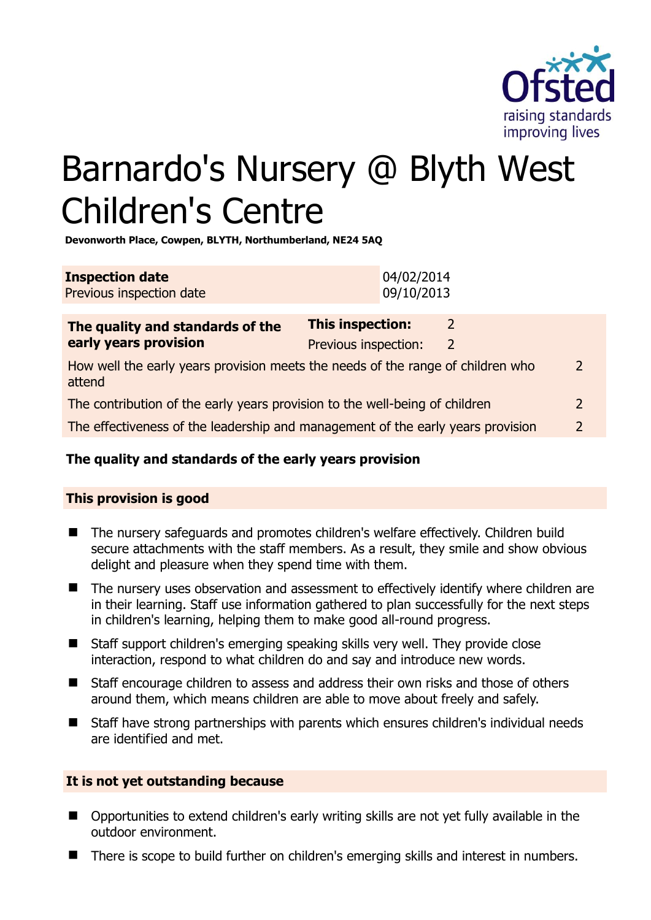# Barnardo's Nursery @ Blyth West Children's Centre

**Devonworth Place, Cowpen, BLYTH, Northumberland, NE24 5AQ**

| **Inspection date** | 04/02/2014 |
| --- | --- |
| Previous inspection date | 09/10/2013 |

| **The quality and standards of the early years provision** | **This inspection:** | 2 |
| --- | --- | --- |
| | Previous inspection: | 2 |
| How well the early years provision meets the needs of the range of children who attend | | 2 |
| The contribution of the early years provision to the well-being of children | | 2 |
| The effectiveness of the leadership and management of the early years provision | | 2 |

## The quality and standards of the early years provision

### This provision is good

- The nursery safeguards and promotes children's welfare effectively. Children build secure attachments with the staff members. As a result, they smile and show obvious delight and pleasure when they spend time with them.
- The nursery uses observation and assessment to effectively identify where children are in their learning. Staff use information gathered to plan successfully for the next steps in children's learning, helping them to make good all-round progress.
- Staff support children's emerging speaking skills very well. They provide close interaction, respond to what children do and say and introduce new words.
- Staff encourage children to assess and address their own risks and those of others around them, which means children are able to move about freely and safely.
- Staff have strong partnerships with parents which ensures children's individual needs are identified and met.

### It is not yet outstanding because

- Opportunities to extend children's early writing skills are not yet fully available in the outdoor environment.
- There is scope to build further on children's emerging skills and interest in numbers.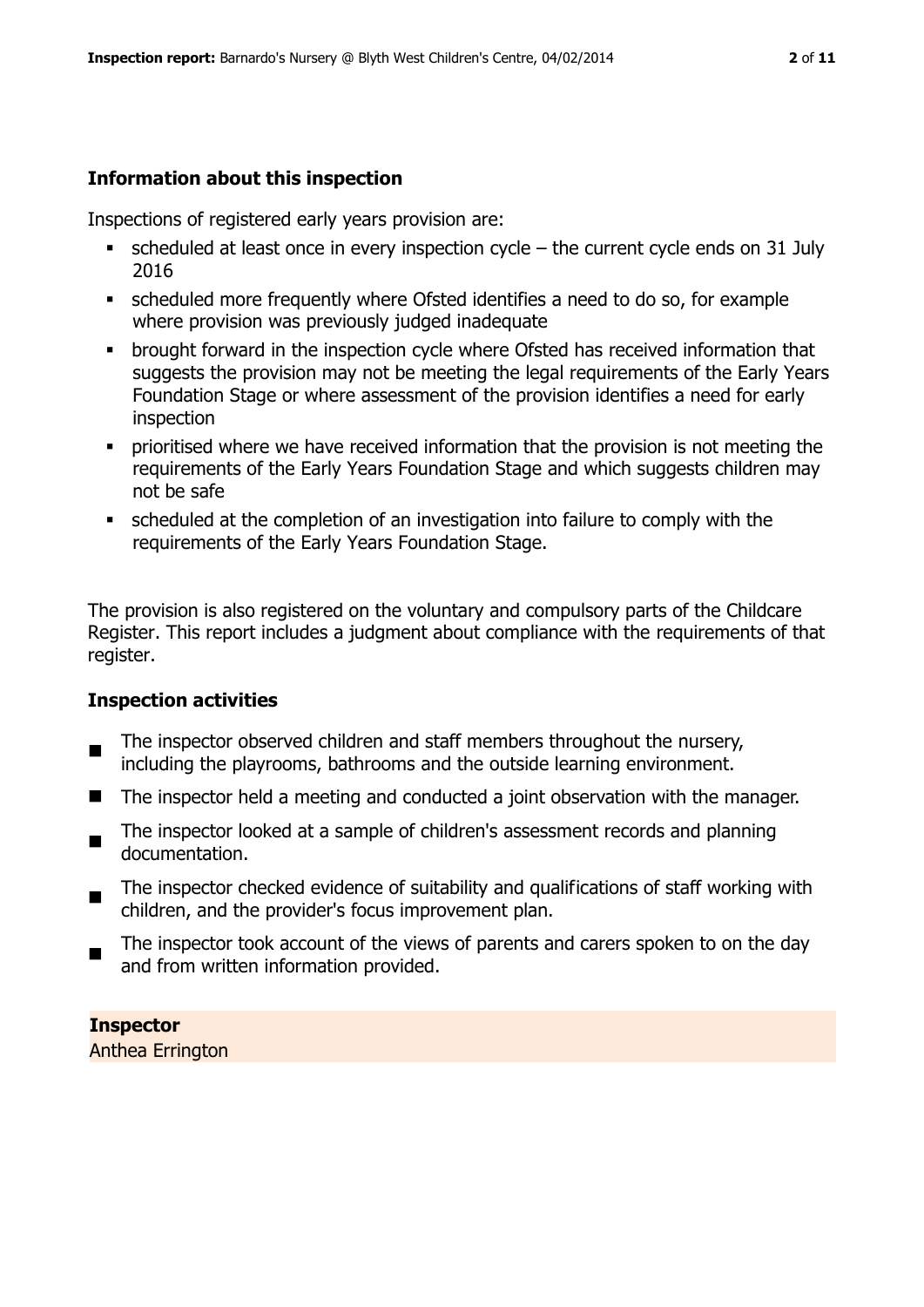## Information about this inspection

Inspections of registered early years provision are:

- scheduled at least once in every inspection cycle – the current cycle ends on 31 July 2016
- scheduled more frequently where Ofsted identifies a need to do so, for example where provision was previously judged inadequate
- brought forward in the inspection cycle where Ofsted has received information that suggests the provision may not be meeting the legal requirements of the Early Years Foundation Stage or where assessment of the provision identifies a need for early inspection
- prioritised where we have received information that the provision is not meeting the requirements of the Early Years Foundation Stage and which suggests children may not be safe
- scheduled at the completion of an investigation into failure to comply with the requirements of the Early Years Foundation Stage.

The provision is also registered on the voluntary and compulsory parts of the Childcare Register. This report includes a judgment about compliance with the requirements of that register.

## Inspection activities

- The inspector observed children and staff members throughout the nursery, including the playrooms, bathrooms and the outside learning environment.
- The inspector held a meeting and conducted a joint observation with the manager.
- The inspector looked at a sample of children's assessment records and planning documentation.
- The inspector checked evidence of suitability and qualifications of staff working with children, and the provider's focus improvement plan.
- The inspector took account of the views of parents and carers spoken to on the day and from written information provided.

**Inspector**
Anthea Errington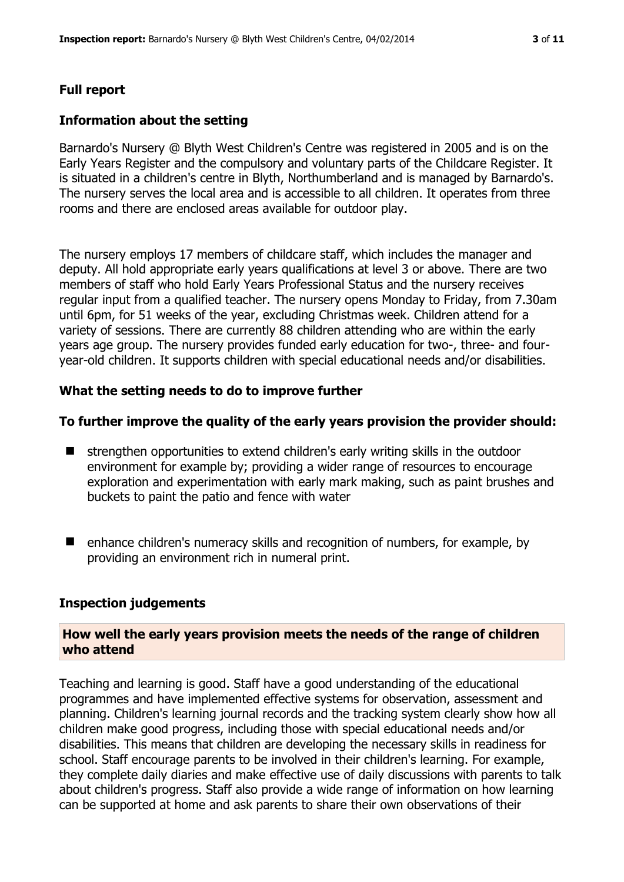## Full report

### Information about the setting

Barnardo's Nursery @ Blyth West Children's Centre was registered in 2005 and is on the Early Years Register and the compulsory and voluntary parts of the Childcare Register. It is situated in a children's centre in Blyth, Northumberland and is managed by Barnardo's. The nursery serves the local area and is accessible to all children. It operates from three rooms and there are enclosed areas available for outdoor play.

The nursery employs 17 members of childcare staff, which includes the manager and deputy. All hold appropriate early years qualifications at level 3 or above. There are two members of staff who hold Early Years Professional Status and the nursery receives regular input from a qualified teacher. The nursery opens Monday to Friday, from 7.30am until 6pm, for 51 weeks of the year, excluding Christmas week. Children attend for a variety of sessions. There are currently 88 children attending who are within the early years age group. The nursery provides funded early education for two-, three- and four-year-old children. It supports children with special educational needs and/or disabilities.

### What the setting needs to do to improve further

#### To further improve the quality of the early years provision the provider should:

- strengthen opportunities to extend children's early writing skills in the outdoor environment for example by; providing a wider range of resources to encourage exploration and experimentation with early mark making, such as paint brushes and buckets to paint the patio and fence with water
- enhance children's numeracy skills and recognition of numbers, for example, by providing an environment rich in numeral print.

### Inspection judgements

#### How well the early years provision meets the needs of the range of children who attend

Teaching and learning is good. Staff have a good understanding of the educational programmes and have implemented effective systems for observation, assessment and planning. Children's learning journal records and the tracking system clearly show how all children make good progress, including those with special educational needs and/or disabilities. This means that children are developing the necessary skills in readiness for school. Staff encourage parents to be involved in their children's learning. For example, they complete daily diaries and make effective use of daily discussions with parents to talk about children's progress. Staff also provide a wide range of information on how learning can be supported at home and ask parents to share their own observations of their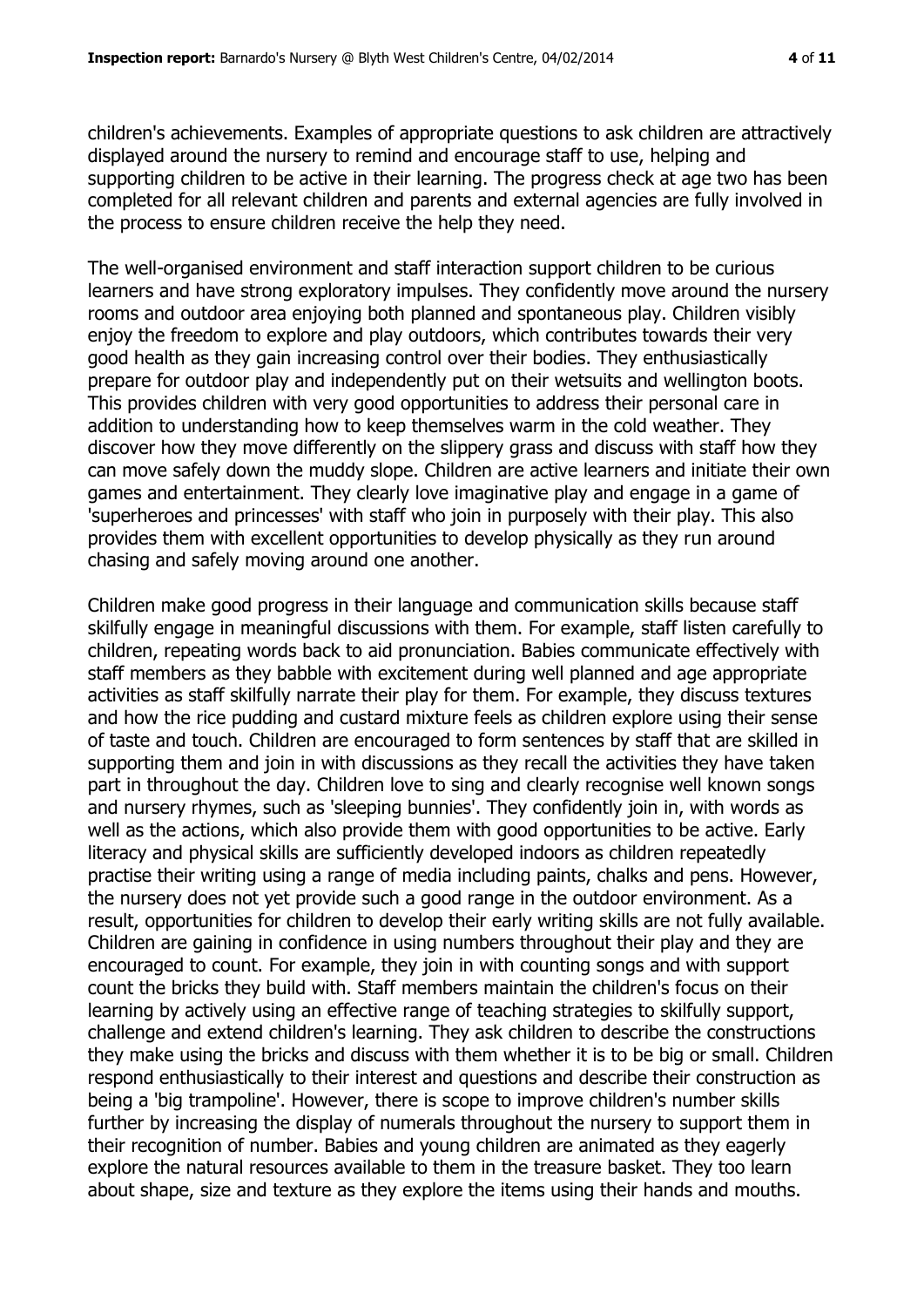children's achievements. Examples of appropriate questions to ask children are attractively displayed around the nursery to remind and encourage staff to use, helping and supporting children to be active in their learning. The progress check at age two has been completed for all relevant children and parents and external agencies are fully involved in the process to ensure children receive the help they need.

The well-organised environment and staff interaction support children to be curious learners and have strong exploratory impulses. They confidently move around the nursery rooms and outdoor area enjoying both planned and spontaneous play. Children visibly enjoy the freedom to explore and play outdoors, which contributes towards their very good health as they gain increasing control over their bodies. They enthusiastically prepare for outdoor play and independently put on their wetsuits and wellington boots. This provides children with very good opportunities to address their personal care in addition to understanding how to keep themselves warm in the cold weather. They discover how they move differently on the slippery grass and discuss with staff how they can move safely down the muddy slope. Children are active learners and initiate their own games and entertainment. They clearly love imaginative play and engage in a game of 'superheroes and princesses' with staff who join in purposely with their play. This also provides them with excellent opportunities to develop physically as they run around chasing and safely moving around one another.

Children make good progress in their language and communication skills because staff skilfully engage in meaningful discussions with them. For example, staff listen carefully to children, repeating words back to aid pronunciation. Babies communicate effectively with staff members as they babble with excitement during well planned and age appropriate activities as staff skilfully narrate their play for them. For example, they discuss textures and how the rice pudding and custard mixture feels as children explore using their sense of taste and touch. Children are encouraged to form sentences by staff that are skilled in supporting them and join in with discussions as they recall the activities they have taken part in throughout the day. Children love to sing and clearly recognise well known songs and nursery rhymes, such as 'sleeping bunnies'. They confidently join in, with words as well as the actions, which also provide them with good opportunities to be active. Early literacy and physical skills are sufficiently developed indoors as children repeatedly practise their writing using a range of media including paints, chalks and pens. However, the nursery does not yet provide such a good range in the outdoor environment. As a result, opportunities for children to develop their early writing skills are not fully available. Children are gaining in confidence in using numbers throughout their play and they are encouraged to count. For example, they join in with counting songs and with support count the bricks they build with. Staff members maintain the children's focus on their learning by actively using an effective range of teaching strategies to skilfully support, challenge and extend children's learning. They ask children to describe the constructions they make using the bricks and discuss with them whether it is to be big or small. Children respond enthusiastically to their interest and questions and describe their construction as being a 'big trampoline'. However, there is scope to improve children's number skills further by increasing the display of numerals throughout the nursery to support them in their recognition of number. Babies and young children are animated as they eagerly explore the natural resources available to them in the treasure basket. They too learn about shape, size and texture as they explore the items using their hands and mouths.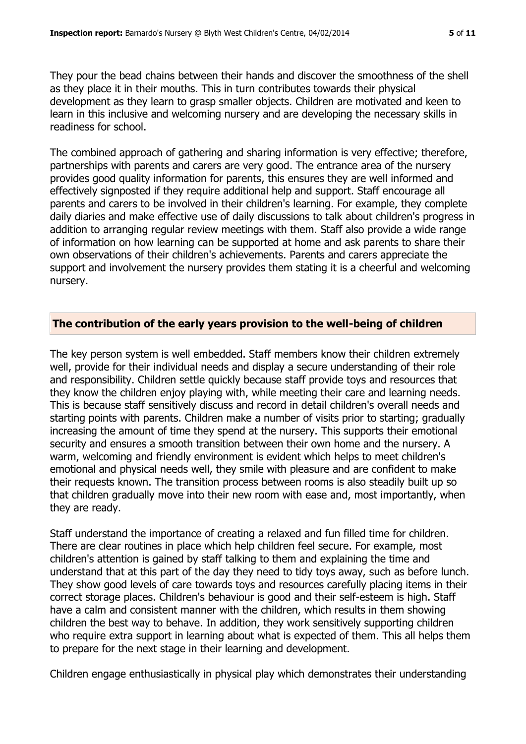They pour the bead chains between their hands and discover the smoothness of the shell as they place it in their mouths. This in turn contributes towards their physical development as they learn to grasp smaller objects. Children are motivated and keen to learn in this inclusive and welcoming nursery and are developing the necessary skills in readiness for school.

The combined approach of gathering and sharing information is very effective; therefore, partnerships with parents and carers are very good. The entrance area of the nursery provides good quality information for parents, this ensures they are well informed and effectively signposted if they require additional help and support. Staff encourage all parents and carers to be involved in their children's learning. For example, they complete daily diaries and make effective use of daily discussions to talk about children's progress in addition to arranging regular review meetings with them. Staff also provide a wide range of information on how learning can be supported at home and ask parents to share their own observations of their children's achievements. Parents and carers appreciate the support and involvement the nursery provides them stating it is a cheerful and welcoming nursery.

## The contribution of the early years provision to the well-being of children

The key person system is well embedded. Staff members know their children extremely well, provide for their individual needs and display a secure understanding of their role and responsibility. Children settle quickly because staff provide toys and resources that they know the children enjoy playing with, while meeting their care and learning needs. This is because staff sensitively discuss and record in detail children's overall needs and starting points with parents. Children make a number of visits prior to starting; gradually increasing the amount of time they spend at the nursery. This supports their emotional security and ensures a smooth transition between their own home and the nursery. A warm, welcoming and friendly environment is evident which helps to meet children's emotional and physical needs well, they smile with pleasure and are confident to make their requests known. The transition process between rooms is also steadily built up so that children gradually move into their new room with ease and, most importantly, when they are ready.

Staff understand the importance of creating a relaxed and fun filled time for children. There are clear routines in place which help children feel secure. For example, most children's attention is gained by staff talking to them and explaining the time and understand that at this part of the day they need to tidy toys away, such as before lunch. They show good levels of care towards toys and resources carefully placing items in their correct storage places. Children's behaviour is good and their self-esteem is high. Staff have a calm and consistent manner with the children, which results in them showing children the best way to behave. In addition, they work sensitively supporting children who require extra support in learning about what is expected of them. This all helps them to prepare for the next stage in their learning and development.

Children engage enthusiastically in physical play which demonstrates their understanding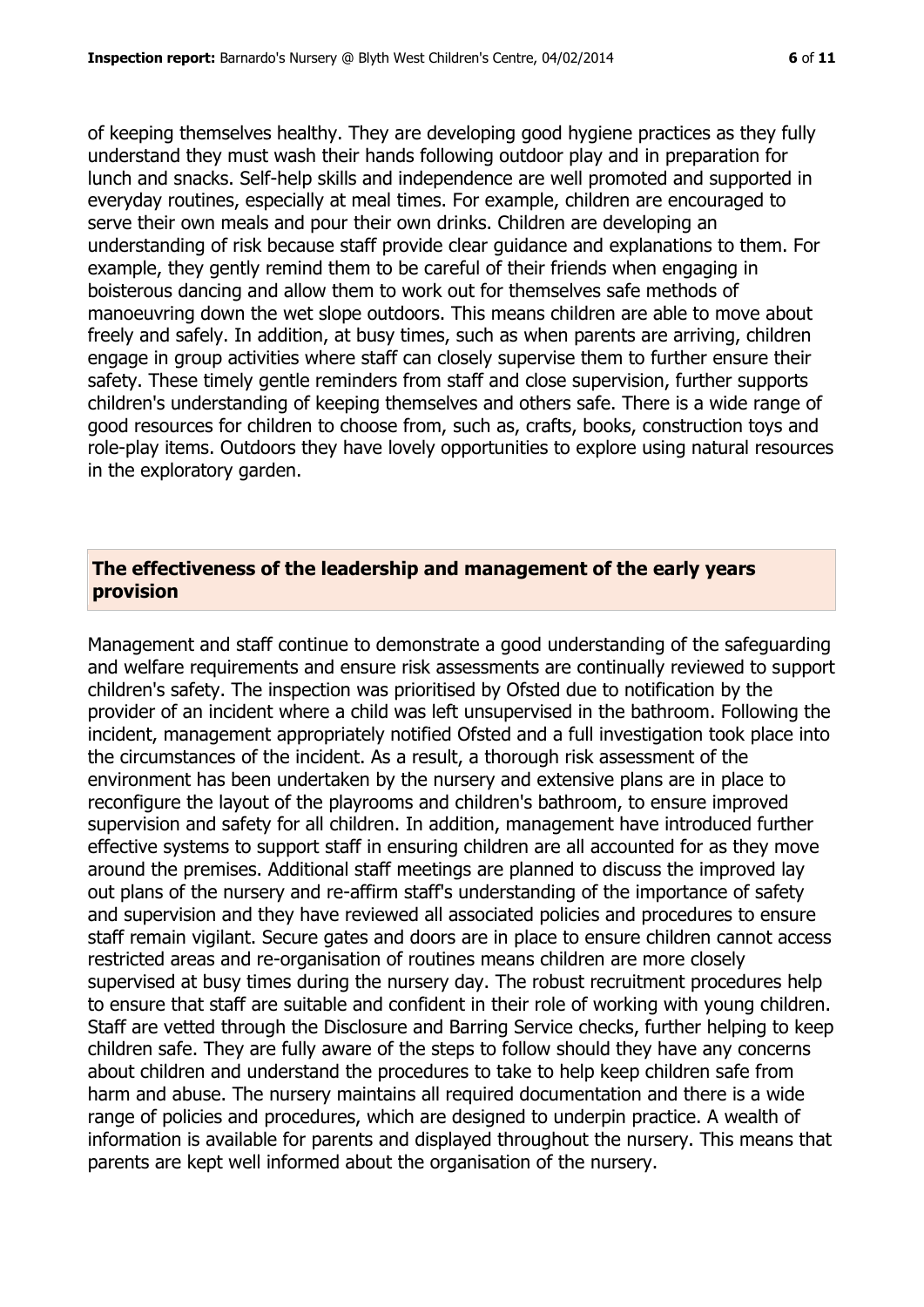of keeping themselves healthy. They are developing good hygiene practices as they fully understand they must wash their hands following outdoor play and in preparation for lunch and snacks. Self-help skills and independence are well promoted and supported in everyday routines, especially at meal times. For example, children are encouraged to serve their own meals and pour their own drinks. Children are developing an understanding of risk because staff provide clear guidance and explanations to them. For example, they gently remind them to be careful of their friends when engaging in boisterous dancing and allow them to work out for themselves safe methods of manoeuvring down the wet slope outdoors. This means children are able to move about freely and safely. In addition, at busy times, such as when parents are arriving, children engage in group activities where staff can closely supervise them to further ensure their safety. These timely gentle reminders from staff and close supervision, further supports children's understanding of keeping themselves and others safe. There is a wide range of good resources for children to choose from, such as, crafts, books, construction toys and role-play items. Outdoors they have lovely opportunities to explore using natural resources in the exploratory garden.

## The effectiveness of the leadership and management of the early years provision

Management and staff continue to demonstrate a good understanding of the safeguarding and welfare requirements and ensure risk assessments are continually reviewed to support children's safety. The inspection was prioritised by Ofsted due to notification by the provider of an incident where a child was left unsupervised in the bathroom. Following the incident, management appropriately notified Ofsted and a full investigation took place into the circumstances of the incident. As a result, a thorough risk assessment of the environment has been undertaken by the nursery and extensive plans are in place to reconfigure the layout of the playrooms and children's bathroom, to ensure improved supervision and safety for all children. In addition, management have introduced further effective systems to support staff in ensuring children are all accounted for as they move around the premises. Additional staff meetings are planned to discuss the improved lay out plans of the nursery and re-affirm staff's understanding of the importance of safety and supervision and they have reviewed all associated policies and procedures to ensure staff remain vigilant. Secure gates and doors are in place to ensure children cannot access restricted areas and re-organisation of routines means children are more closely supervised at busy times during the nursery day. The robust recruitment procedures help to ensure that staff are suitable and confident in their role of working with young children. Staff are vetted through the Disclosure and Barring Service checks, further helping to keep children safe. They are fully aware of the steps to follow should they have any concerns about children and understand the procedures to take to help keep children safe from harm and abuse. The nursery maintains all required documentation and there is a wide range of policies and procedures, which are designed to underpin practice. A wealth of information is available for parents and displayed throughout the nursery. This means that parents are kept well informed about the organisation of the nursery.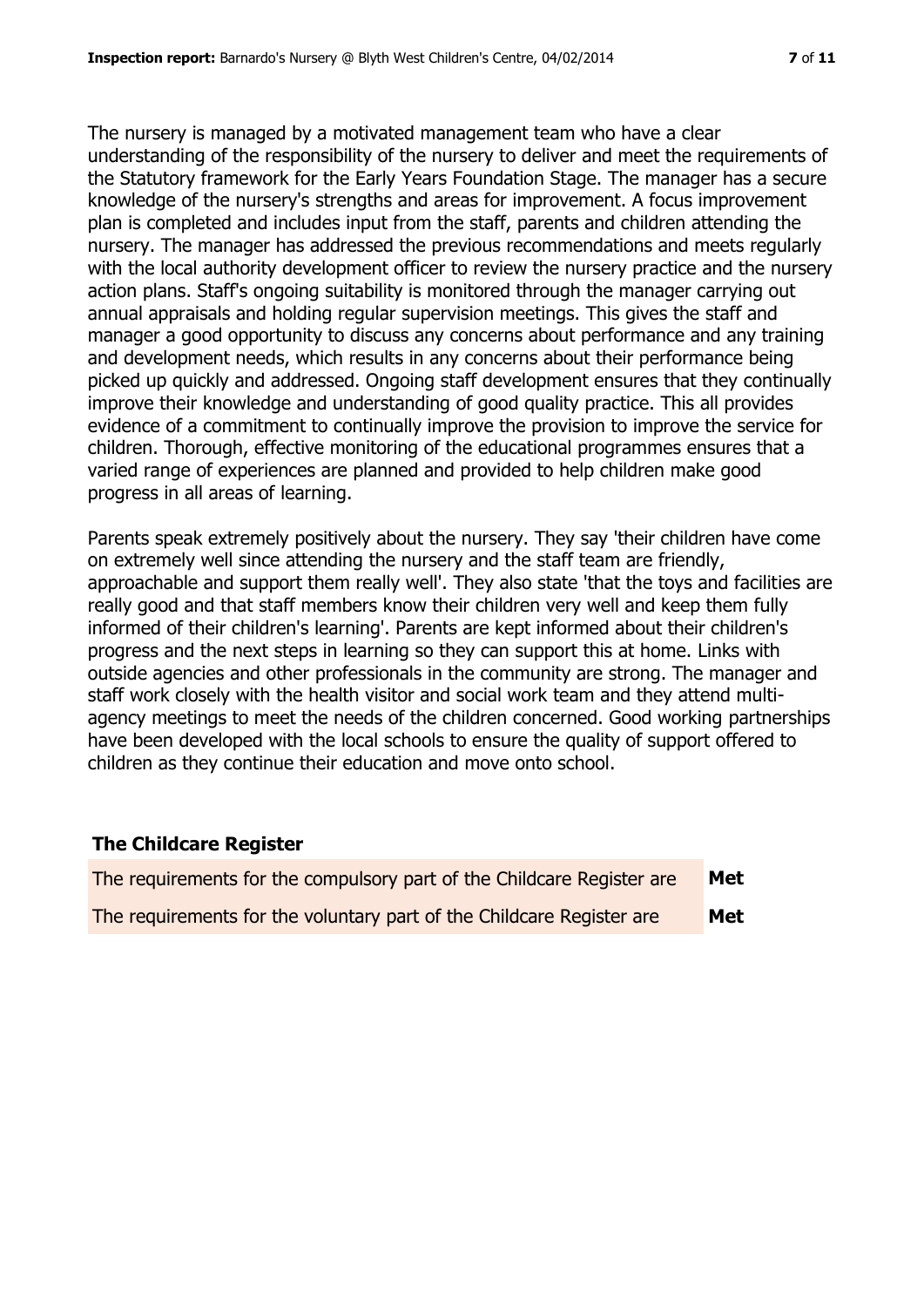The nursery is managed by a motivated management team who have a clear understanding of the responsibility of the nursery to deliver and meet the requirements of the Statutory framework for the Early Years Foundation Stage. The manager has a secure knowledge of the nursery's strengths and areas for improvement. A focus improvement plan is completed and includes input from the staff, parents and children attending the nursery. The manager has addressed the previous recommendations and meets regularly with the local authority development officer to review the nursery practice and the nursery action plans. Staff's ongoing suitability is monitored through the manager carrying out annual appraisals and holding regular supervision meetings. This gives the staff and manager a good opportunity to discuss any concerns about performance and any training and development needs, which results in any concerns about their performance being picked up quickly and addressed. Ongoing staff development ensures that they continually improve their knowledge and understanding of good quality practice. This all provides evidence of a commitment to continually improve the provision to improve the service for children. Thorough, effective monitoring of the educational programmes ensures that a varied range of experiences are planned and provided to help children make good progress in all areas of learning.

Parents speak extremely positively about the nursery. They say 'their children have come on extremely well since attending the nursery and the staff team are friendly, approachable and support them really well'. They also state 'that the toys and facilities are really good and that staff members know their children very well and keep them fully informed of their children's learning'. Parents are kept informed about their children's progress and the next steps in learning so they can support this at home. Links with outside agencies and other professionals in the community are strong. The manager and staff work closely with the health visitor and social work team and they attend multi-agency meetings to meet the needs of the children concerned. Good working partnerships have been developed with the local schools to ensure the quality of support offered to children as they continue their education and move onto school.

## The Childcare Register

| | |
|---|---|
| The requirements for the compulsory part of the Childcare Register are | **Met** |
| The requirements for the voluntary part of the Childcare Register are | **Met** |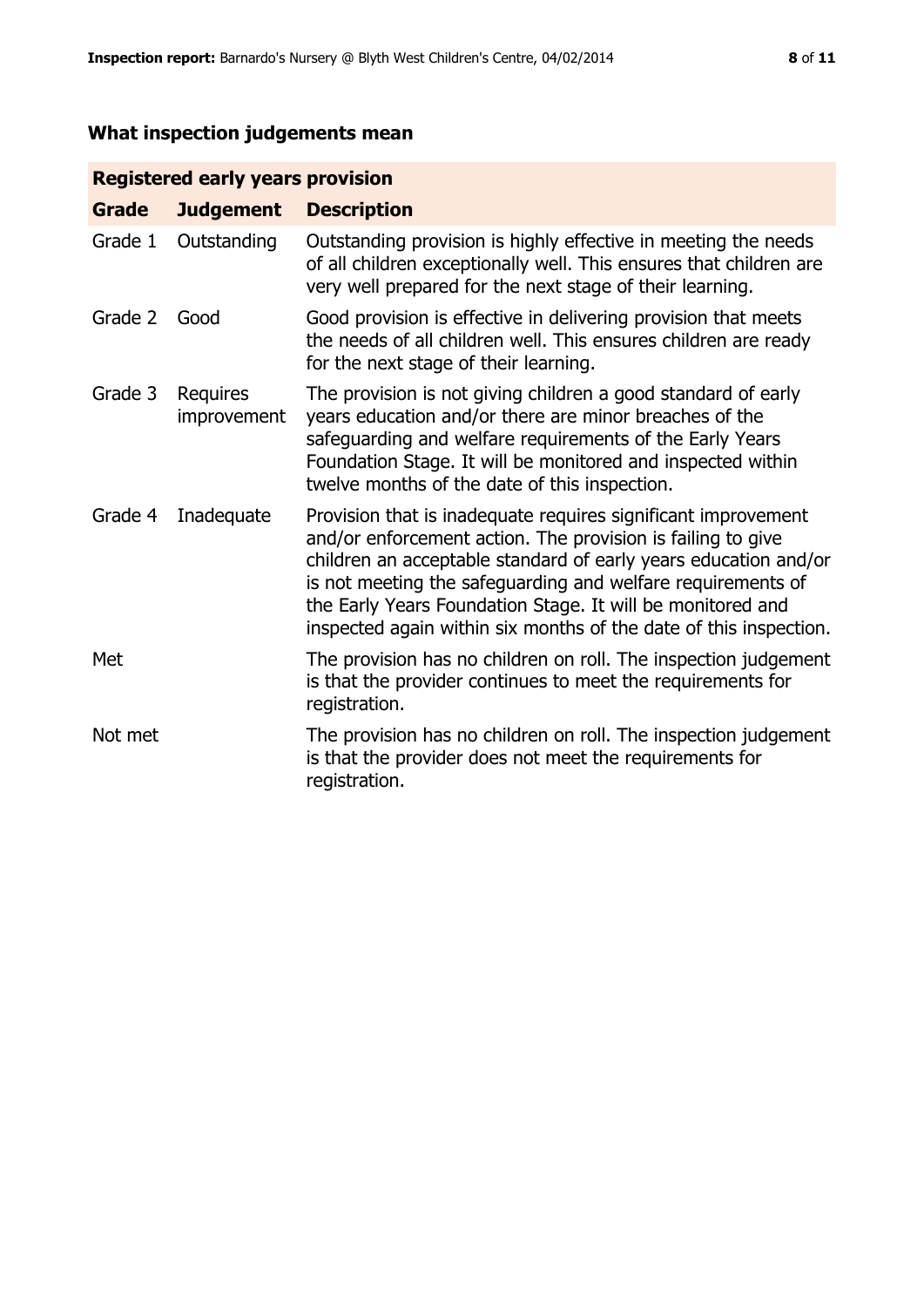## What inspection judgements mean

| Registered early years provision | | |
|---|---|---|
| **Grade** | **Judgement** | **Description** |
| Grade 1 | Outstanding | Outstanding provision is highly effective in meeting the needs of all children exceptionally well. This ensures that children are very well prepared for the next stage of their learning. |
| Grade 2 | Good | Good provision is effective in delivering provision that meets the needs of all children well. This ensures children are ready for the next stage of their learning. |
| Grade 3 | Requires improvement | The provision is not giving children a good standard of early years education and/or there are minor breaches of the safeguarding and welfare requirements of the Early Years Foundation Stage. It will be monitored and inspected within twelve months of the date of this inspection. |
| Grade 4 | Inadequate | Provision that is inadequate requires significant improvement and/or enforcement action. The provision is failing to give children an acceptable standard of early years education and/or is not meeting the safeguarding and welfare requirements of the Early Years Foundation Stage. It will be monitored and inspected again within six months of the date of this inspection. |
| Met | | The provision has no children on roll. The inspection judgement is that the provider continues to meet the requirements for registration. |
| Not met | | The provision has no children on roll. The inspection judgement is that the provider does not meet the requirements for registration. |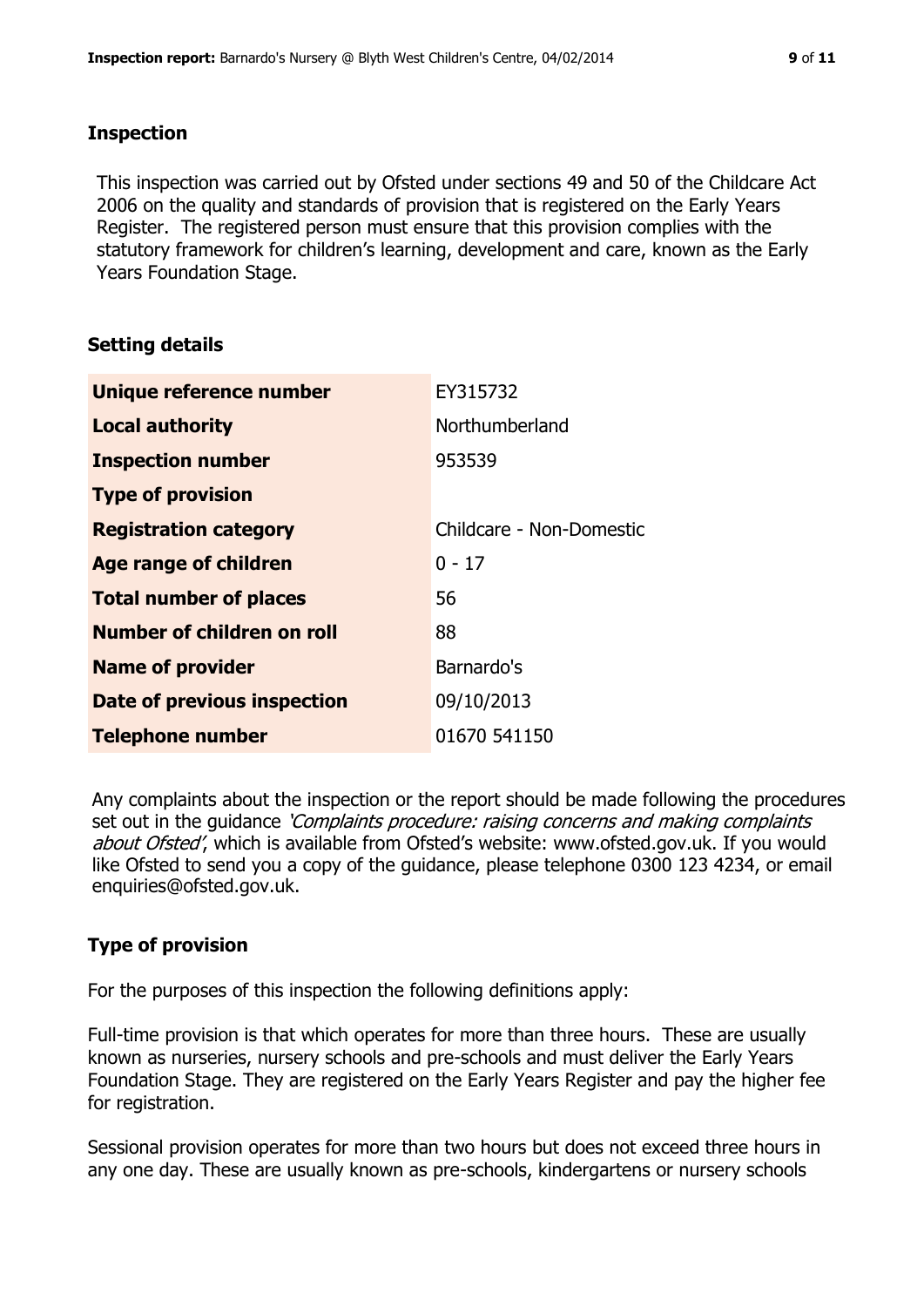## Inspection

This inspection was carried out by Ofsted under sections 49 and 50 of the Childcare Act 2006 on the quality and standards of provision that is registered on the Early Years Register. The registered person must ensure that this provision complies with the statutory framework for children's learning, development and care, known as the Early Years Foundation Stage.

## Setting details

| | |
|---|---|
| **Unique reference number** | EY315732 |
| **Local authority** | Northumberland |
| **Inspection number** | 953539 |
| **Type of provision** | |
| **Registration category** | Childcare - Non-Domestic |
| **Age range of children** | 0 - 17 |
| **Total number of places** | 56 |
| **Number of children on roll** | 88 |
| **Name of provider** | Barnardo's |
| **Date of previous inspection** | 09/10/2013 |
| **Telephone number** | 01670 541150 |

Any complaints about the inspection or the report should be made following the procedures set out in the guidance *'Complaints procedure: raising concerns and making complaints about Ofsted'*, which is available from Ofsted's website: www.ofsted.gov.uk. If you would like Ofsted to send you a copy of the guidance, please telephone 0300 123 4234, or email enquiries@ofsted.gov.uk.

## Type of provision

For the purposes of this inspection the following definitions apply:

Full-time provision is that which operates for more than three hours. These are usually known as nurseries, nursery schools and pre-schools and must deliver the Early Years Foundation Stage. They are registered on the Early Years Register and pay the higher fee for registration.

Sessional provision operates for more than two hours but does not exceed three hours in any one day. These are usually known as pre-schools, kindergartens or nursery schools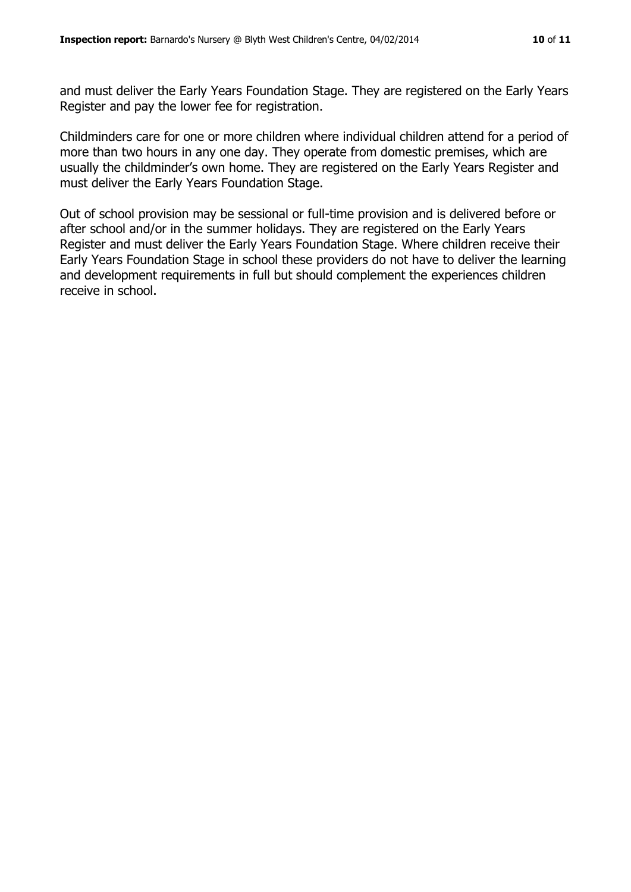and must deliver the Early Years Foundation Stage. They are registered on the Early Years Register and pay the lower fee for registration.

Childminders care for one or more children where individual children attend for a period of more than two hours in any one day. They operate from domestic premises, which are usually the childminder's own home. They are registered on the Early Years Register and must deliver the Early Years Foundation Stage.

Out of school provision may be sessional or full-time provision and is delivered before or after school and/or in the summer holidays. They are registered on the Early Years Register and must deliver the Early Years Foundation Stage. Where children receive their Early Years Foundation Stage in school these providers do not have to deliver the learning and development requirements in full but should complement the experiences children receive in school.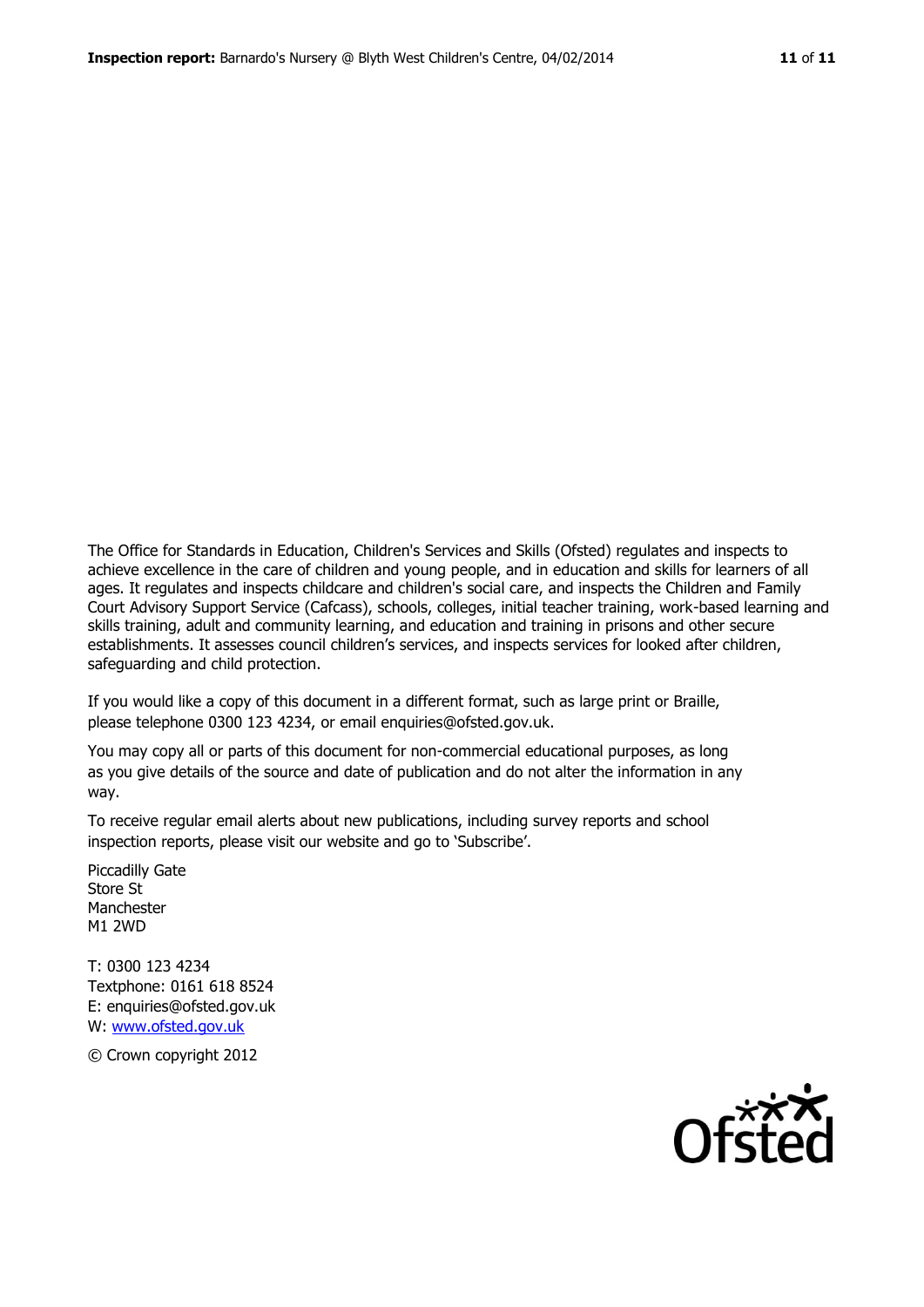The Office for Standards in Education, Children's Services and Skills (Ofsted) regulates and inspects to achieve excellence in the care of children and young people, and in education and skills for learners of all ages. It regulates and inspects childcare and children's social care, and inspects the Children and Family Court Advisory Support Service (Cafcass), schools, colleges, initial teacher training, work-based learning and skills training, adult and community learning, and education and training in prisons and other secure establishments. It assesses council children's services, and inspects services for looked after children, safeguarding and child protection.

If you would like a copy of this document in a different format, such as large print or Braille, please telephone 0300 123 4234, or email enquiries@ofsted.gov.uk.

You may copy all or parts of this document for non-commercial educational purposes, as long as you give details of the source and date of publication and do not alter the information in any way.

To receive regular email alerts about new publications, including survey reports and school inspection reports, please visit our website and go to 'Subscribe'.

Piccadilly Gate
Store St
Manchester
M1 2WD

T: 0300 123 4234
Textphone: 0161 618 8524
E: enquiries@ofsted.gov.uk
W: www.ofsted.gov.uk

© Crown copyright 2012

Ofsted